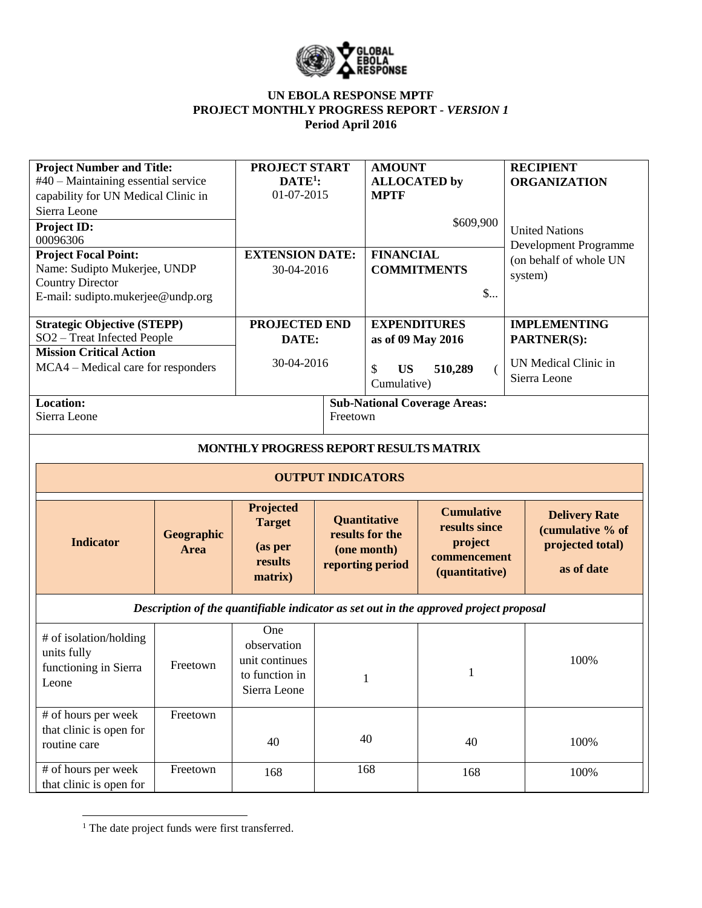**UN EBOLA RESPONSE MPTF**
**PROJECT MONTHLY PROGRESS REPORT - *VERSION 1***
**Period April 2016**

| **Project Number and Title:** #40 – Maintaining essential service capability for UN Medical Clinic in Sierra Leone | **PROJECT START DATE[1]:** 01-07-2015 | **AMOUNT ALLOCATED by MPTF** $609,900 | **RECIPIENT ORGANIZATION** United Nations Development Programme (on behalf of whole UN system) |
|---|---|---|---|
| **Project ID:** 00096306 | | | |
| **Project Focal Point:** Name: Sudipto Mukerjee, UNDP Country Director E-mail: sudipto.mukerjee@undp.org | **EXTENSION DATE:** 30-04-2016 | **FINANCIAL COMMITMENTS** $... | |
| **Strategic Objective (STEPP)** SO2 – Treat Infected People | **PROJECTED END DATE:** 30-04-2016 | **EXPENDITURES as of 09 May 2016** $ **US 510,289** ( Cumulative) | **IMPLEMENTING PARTNER(S):** UN Medical Clinic in Sierra Leone |
| **Mission Critical Action** MCA4 – Medical care for responders | | | |
| **Location:** Sierra Leone | **Sub-National Coverage Areas:** Freetown | | |

**MONTHLY PROGRESS REPORT RESULTS MATRIX**

**OUTPUT INDICATORS**

| Indicator | Geographic Area | Projected Target (as per results matrix) | Quantitative results for the (one month) reporting period | Cumulative results since project commencement (quantitative) | Delivery Rate (cumulative % of projected total) as of date |
|---|---|---|---|---|---|
| ***Description of the quantifiable indicator as set out in the approved project proposal*** | | | | | |
| # of isolation/holding units fully functioning in Sierra Leone | Freetown | One observation unit continues to function in Sierra Leone | 1 | 1 | 100% |
| # of hours per week that clinic is open for routine care | Freetown | 40 | 40 | 40 | 100% |
| # of hours per week that clinic is open for | Freetown | 168 | 168 | 168 | 100% |

[1] The date project funds were first transferred.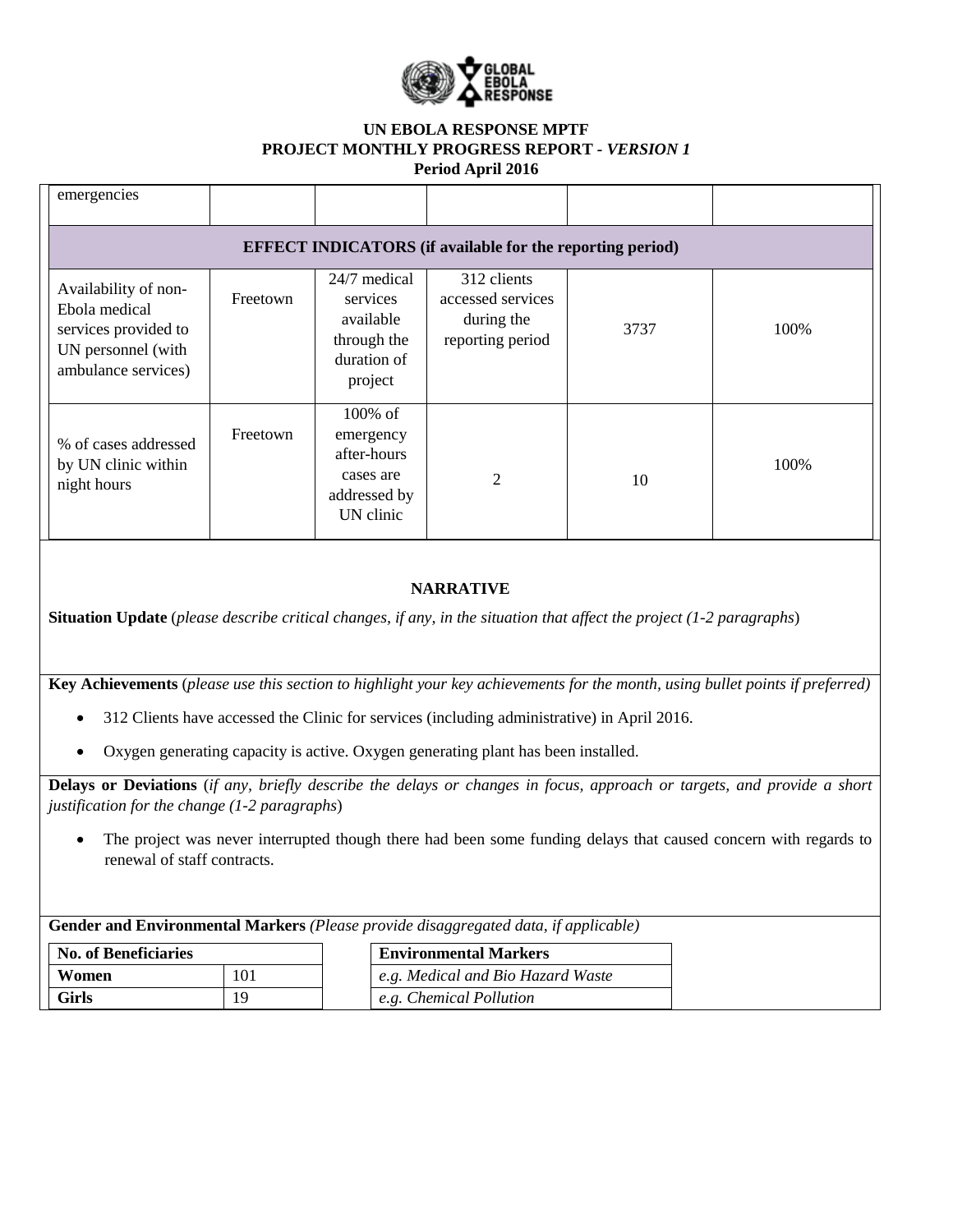**UN EBOLA RESPONSE MPTF**
**PROJECT MONTHLY PROGRESS REPORT -** ***VERSION 1***
**Period April 2016**

| | | | | | |
|---|---|---|---|---|---|
| emergencies | | | | | |
| **EFFECT INDICATORS (if available for the reporting period)** | | | | | |
| Availability of non-Ebola medical services provided to UN personnel (with ambulance services) | Freetown | 24/7 medical services available through the duration of project | 312 clients accessed services during the reporting period | 3737 | 100% |
| % of cases addressed by UN clinic within night hours | Freetown | 100% of emergency after-hours cases are addressed by UN clinic | 2 | 10 | 100% |

## NARRATIVE

**Situation Update** (*please describe critical changes, if any, in the situation that affect the project (1-2 paragraphs*)

**Key Achievements** (*please use this section to highlight your key achievements for the month, using bullet points if preferred)*

- 312 Clients have accessed the Clinic for services (including administrative) in April 2016.
- Oxygen generating capacity is active. Oxygen generating plant has been installed.

**Delays or Deviations** (*if any, briefly describe the delays or changes in focus, approach or targets, and provide a short justification for the change (1-2 paragraphs*)

- The project was never interrupted though there had been some funding delays that caused concern with regards to renewal of staff contracts.

**Gender and Environmental Markers** *(Please provide disaggregated data, if applicable)*

| No. of Beneficiaries | |
|---|---|
| **Women** | 101 |
| **Girls** | 19 |

| Environmental Markers |
|---|
| *e.g. Medical and Bio Hazard Waste* |
| *e.g. Chemical Pollution* |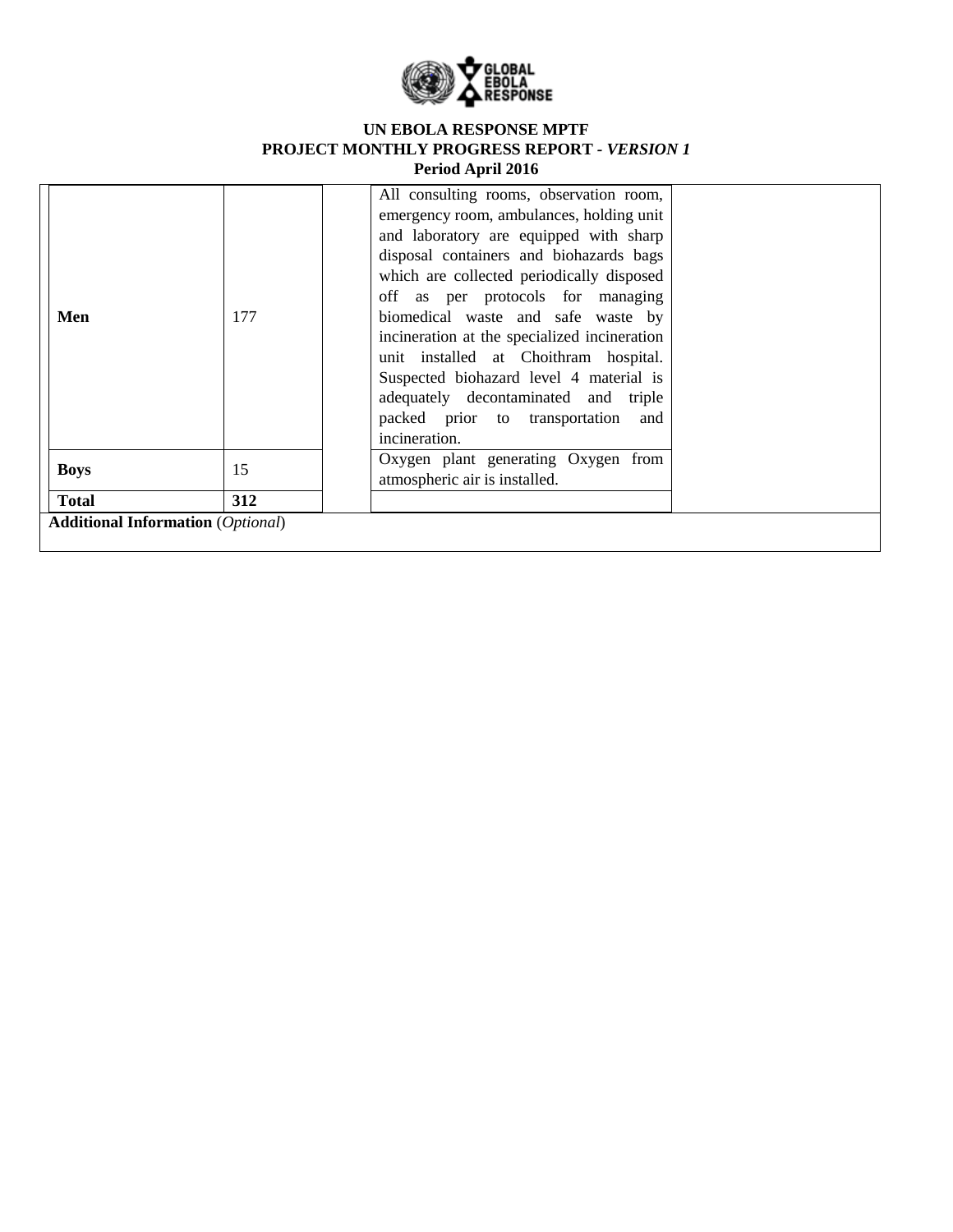**UN EBOLA RESPONSE MPTF**
**PROJECT MONTHLY PROGRESS REPORT -** ***VERSION 1***
**Period April 2016**

| | | | | |
|---|---|---|---|---|
| **Men** | 177 | | All consulting rooms, observation room, emergency room, ambulances, holding unit and laboratory are equipped with sharp disposal containers and biohazards bags which are collected periodically disposed off as per protocols for managing biomedical waste and safe waste by incineration at the specialized incineration unit installed at Choithram hospital. Suspected biohazard level 4 material is adequately decontaminated and triple packed prior to transportation and incineration. | |
| **Boys** | 15 | | Oxygen plant generating Oxygen from atmospheric air is installed. | |
| **Total** | **312** | | | |

**Additional Information** (*Optional*)